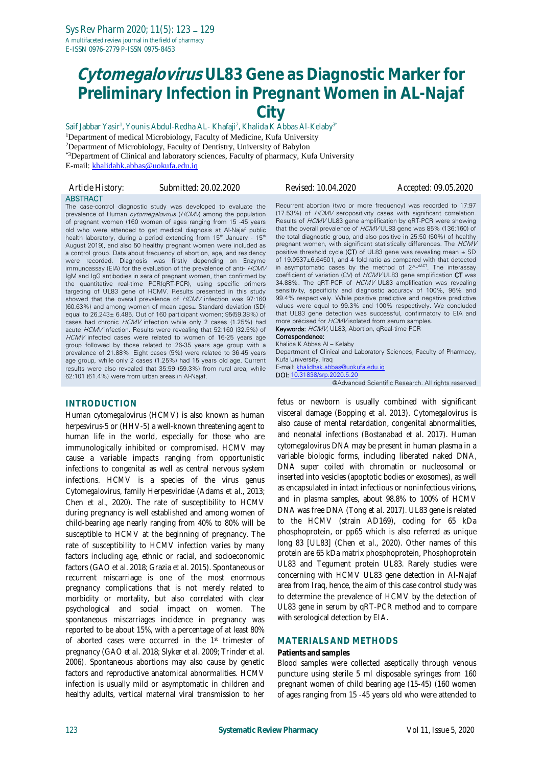# *Cytomegalovirus* UL83 Gene as Diagnostic Marker for Preliminary Infection in Pregnant Women in AL-Najaf City

Saif Jabbar Yasir[1], Younis Abdul-Redha AL- Khafaji[2], Khalida K Abbas Al-Kelaby[3*]

[1]Department of medical Microbiology, Faculty of Medicine, Kufa University

[2]Department of Microbiology, Faculty of Dentistry, University of Babylon

[*3]Department of Clinical and laboratory sciences, Faculty of pharmacy, Kufa University

E-mail: khalidahk.abbas@uokufa.edu.iq

Article History: Submitted: 20.02.2020 Revised: 10.04.2020 Accepted: 09.05.2020

## ABSTRACT

The case-control diagnostic study was developed to evaluate the prevalence of Human *cytomegalovirus* (*HCMV*) among the population of pregnant women (160 women of ages ranging from 15 -45 years old who were attended to get medical diagnosis at Al-Najaf public health laboratory, during a period extending from 15th January - 15th August 2019), and also 50 healthy pregnant women were included as a control group. Data about frequency of abortion, age, and residency were recorded. Diagnosis was firstly depending on Enzyme immunoassay (EIA) for the evaluation of the prevalence of anti- *HCMV* IgM and IgG antibodies in sera of pregnant women, then confirmed by the quantitative real-time PCR(qRT-PCR), using specific primers targeting of UL83 gene of HCMV. Results presented in this study showed that the overall prevalence of *HCMV* infection was 97:160 (60.63%) and among women of mean ages± Standard deviation (SD) equal to 26.243± 6.485. Out of 160 participant women; 95(59.38%) of cases had chronic *HCMV* infection while only 2 cases (1.25%) had acute *HCMV* infection. Results were revealing that 52:160 (32.5%) of *HCMV* infected cases were related to women of 16-25 years age group followed by those related to 26-35 years age group with a prevalence of 21.88%. Eight cases (5%) were related to 36-45 years age group, while only 2 cases (1.25%) had 15 years old age. Current results were also revealed that 35:59 (59.3%) from rural area, while 62:101 (61.4%) were from urban areas in Al-Najaf.

Recurrent abortion (two or more frequency) was recorded to 17:97 (17.53%) of *HCMV* seropositivity cases with significant correlation. Results of *HCMV* UL83 gene amplification by qRT-PCR were showing that the overall prevalence of *HCMV* UL83 gene was 85% (136:160) of the total diagnostic group, and also positive in 25:50 (50%) of healthy pregnant women, with significant statistically differences. The *HCMV* positive threshold cycle (**CT**) of UL83 gene was revealing mean ± SD of 19.0537±6.64501, and 4 fold ratio as compared with that detected in asymptomatic cases by the method of $2^{-\Delta\Delta CT}$. The interassay coefficient of variation (CV) of *HCMV* UL83 gene amplification **CT** was 34.88%. The qRT-PCR of *HCMV* UL83 amplification was revealing sensitivity, specificity and diagnostic accuracy of 100%, 96% and 99.4% respectively. While positive predictive and negative predictive values were equal to 99.3% and 100% respectively. We concluded that UL83 gene detection was successful, confirmatory to EIA and more précised for *HCMV* isolated from serum samples.

**Keywords:** *HCMV*, UL83, Abortion, qReal-time PCR

**Correspondence:**
Khalida K Abbas Al – Kelaby
Department of Clinical and Laboratory Sciences, Faculty of Pharmacy, Kufa University, Iraq
E-mail: khalidhak.abbas@uokufa.edu.iq
**DOI:** 10.31838/srp.2020.5.20

@Advanced Scientific Research. All rights reserved

## INTRODUCTION

Human cytomegalovirus (HCMV) is also known as human herpesvirus-5 or (HHV-5) a well-known threatening agent to human life in the world, especially for those who are immunologically inhibited or compromised. HCMV may cause a variable impacts ranging from opportunistic infections to congenital as well as central nervous system infections. HCMV is a species of the virus genus *Cytomegalovirus*, family Herpesviridae (Adams et al., 2013; Chen et al., 2020). The rate of susceptibility to HCMV during pregnancy is well established and among women of child-bearing age nearly ranging from 40% to 80% will be susceptible to HCMV at the beginning of pregnancy. The rate of susceptibility to HCMV infection varies by many factors including age, ethnic or racial, and socioeconomic factors (GAO et al. 2018; Grazia et al. 2015). Spontaneous or recurrent miscarriage is one of the most enormous pregnancy complications that is not merely related to morbidity or mortality, but also correlated with clear psychological and social impact on women. The spontaneous miscarriages incidence in pregnancy was reported to be about 15%, with a percentage of at least 80% of aborted cases were occurred in the 1st trimester of pregnancy (GAO et al. 2018; Slyker et al. 2009; Trinder et al. 2006). Spontaneous abortions may also cause by genetic factors and reproductive anatomical abnormalities. HCMV infection is usually mild or asymptomatic in children and healthy adults, vertical maternal viral transmission to her fetus or newborn is usually combined with significant visceral damage (Bopping et al. 2013). Cytomegalovirus is also cause of mental retardation, congenital abnormalities, and neonatal infections (Bostanabad et al. 2017). Human cytomegalovirus DNA may be present in human plasma in a variable biologic forms, including liberated naked DNA, DNA super coiled with chromatin or nucleosomal or inserted into vesicles (apoptotic bodies or exosomes), as well as encapsulated in intact infectious or noninfectious virions, and in plasma samples, about 98.8% to 100% of HCMV DNA was free DNA (Tong et al. 2017). UL83 gene is related to the HCMV (strain AD169), coding for 65 kDa phosphoprotein, or pp65 which is also referred as unique long 83 [UL83] (Chen et al., 2020). Other names of this protein are 65 kDa matrix phosphoprotein, Phosphoprotein UL83 and Tegument protein UL83. Rarely studies were concerning with HCMV UL83 gene detection in Al-Najaf area from Iraq, hence, the aim of this case control study was to determine the prevalence of HCMV by the detection of UL83 gene in serum by qRT-PCR method and to compare with serological detection by EIA.

## MATERIALS AND METHODS

### Patients and samples

Blood samples were collected aseptically through venous puncture using sterile 5 ml disposable syringes from 160 pregnant women of child bearing age (15-45) (160 women of ages ranging from 15 -45 years old who were attended to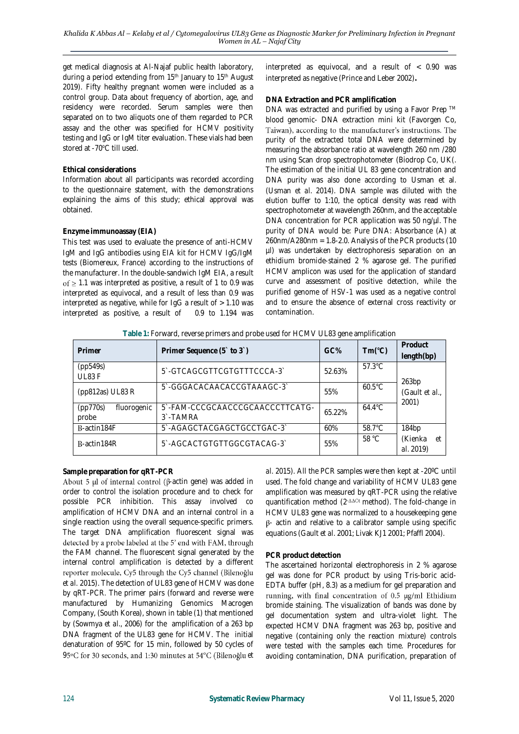get medical diagnosis at Al-Najaf public health laboratory, during a period extending from 15th January to 15th August 2019). Fifty healthy pregnant women were included as a control group. Data about frequency of abortion, age, and residency were recorded. Serum samples were then separated on to two aliquots one of them regarded to PCR assay and the other was specified for HCMV positivity testing and IgG or IgM titer evaluation. These vials had been stored at -70°C till used.

**Ethical considerations**

Information about all participants was recorded according to the questionnaire statement, with the demonstrations explaining the aims of this study; ethical approval was obtained.

**Enzyme immunoassay (EIA)**

This test was used to evaluate the presence of anti-HCMV IgM and IgG antibodies using EIA kit for HCMV IgG/IgM tests (Biomereux, France) according to the instructions of the manufacturer. In the double-sandwich IgM EIA, a result of ≥ 1.1 was interpreted as positive, a result of 1 to 0.9 was interpreted as equivocal, and a result of less than 0.9 was interpreted as negative, while for IgG a result of > 1.10 was interpreted as positive, a result of 0.9 to 1.194 was interpreted as equivocal, and a result of < 0.90 was interpreted as negative (Prince and Leber 2002)**.**

**DNA Extraction and PCR amplification**

DNA was extracted and purified by using a Favor Prep ™ blood genomic- DNA extraction mini kit (Favorgen Co, Taiwan), according to the manufacturer's instructions. The purity of the extracted total DNA were determined by measuring the absorbance ratio at wavelength 260 nm /280 nm using Scan drop spectrophotometer (Biodrop Co, UK(. The estimation of the initial UL 83 gene concentration and DNA purity was also done according to Usman et al. (Usman *et al.* 2014). DNA sample was diluted with the elution buffer to 1:10, the optical density was read with spectrophotometer at wavelength 260nm, and the acceptable DNA concentration for PCR application was 50 ng/µl. The purity of DNA would be: Pure DNA: Absorbance (A) at 260nm/A280nm = 1.8-2.0. Analysis of the PCR products (10 µl) was undertaken by electrophoresis separation on an ethidium bromide-stained 2 % agarose gel. The purified HCMV amplicon was used for the application of standard curve and assessment of positive detection, while the purified genome of HSV-1 was used as a negative control and to ensure the absence of external cross reactivity or contamination.

**Table 1:** Forward, reverse primers and probe used for HCMV UL83 gene amplification

| Primer | Primer Sequence (5` to 3`) | GC% | Tm(°C) | Product length(bp) |
|---|---|---|---|---|
| (pp549s) UL83 F | 5`-GTCAGCGTTCGTGTTTCCCA-3` | 52.63% | 57.3°C | 263bp (Gault et al., 2001) |
| (pp812as) UL83 R | 5`-GGGACACAACACCGTAAAGC-3` | 55% | 60.5°C | |
| (pp770s) fluorogenic probe | 5`-FAM-CCCGCAACCCGCAACCCTTCATG-3`-TAMRA | 65.22% | 64.4°C | |
| B-actin184F | 5`-AGAGCTACGAGCTGCCTGAC-3` | 60% | 58.7°C | 184bp (Kienka et al. 2019) |
| B-actin184R | 5`-AGCACTGTGTTGGCGTACAG-3` | 55% | 58 °C | |

**Sample preparation for qRT-PCR**

About 5 µl of internal control (β-actin gene) was added in order to control the isolation procedure and to check for possible PCR inhibition. This assay involved co amplification of HCMV DNA and an internal control in a single reaction using the overall sequence-specific primers. The target DNA amplification fluorescent signal was detected by a probe labeled at the 5' end with FAM, through the FAM channel. The fluorescent signal generated by the internal control amplification is detected by a different reporter molecule, Cy5 through the Cy5 channel (Bilenoğlu *et al.* 2015). The detection of UL83 gene of HCMV was done by qRT-PCR. The primer pairs (forward and reverse were manufactured by Humanizing Genomics Macrogen Company, (South Korea), shown in table (1) that mentioned by (Sowmya *et al.*, 2006) for the amplification of a 263 bp DNA fragment of the UL83 gene for HCMV. The initial denaturation of 95ºC for 15 min, followed by 50 cycles of 95°C for 30 seconds, and 1:30 minutes at 54°C (Bilenoğlu *et al.* 2015). All the PCR samples were then kept at -20ºC until used. The fold change and variability of HCMV UL83 gene amplification was measured by qRT-PCR using the relative quantification method ($2^{-\Delta\Delta Ct}$ method). The fold-change in HCMV UL83 gene was normalized to a housekeeping gene β- actin and relative to a calibrator sample using specific equations (Gault *et al.* 2001; Livak KJ1 2001; Pfaffl 2004).

**PCR product detection**

The ascertained horizontal electrophoresis in 2 % agarose gel was done for PCR product by using Tris-boric acid-EDTA buffer (pH, 8.3) as a medium for gel preparation and running, with final concentration of 0.5 µg/ml Ethidium bromide staining. The visualization of bands was done by gel documentation system and ultra-violet light. The expected HCMV DNA fragment was 263 bp, positive and negative (containing only the reaction mixture) controls were tested with the samples each time. Procedures for avoiding contamination, DNA purification, preparation of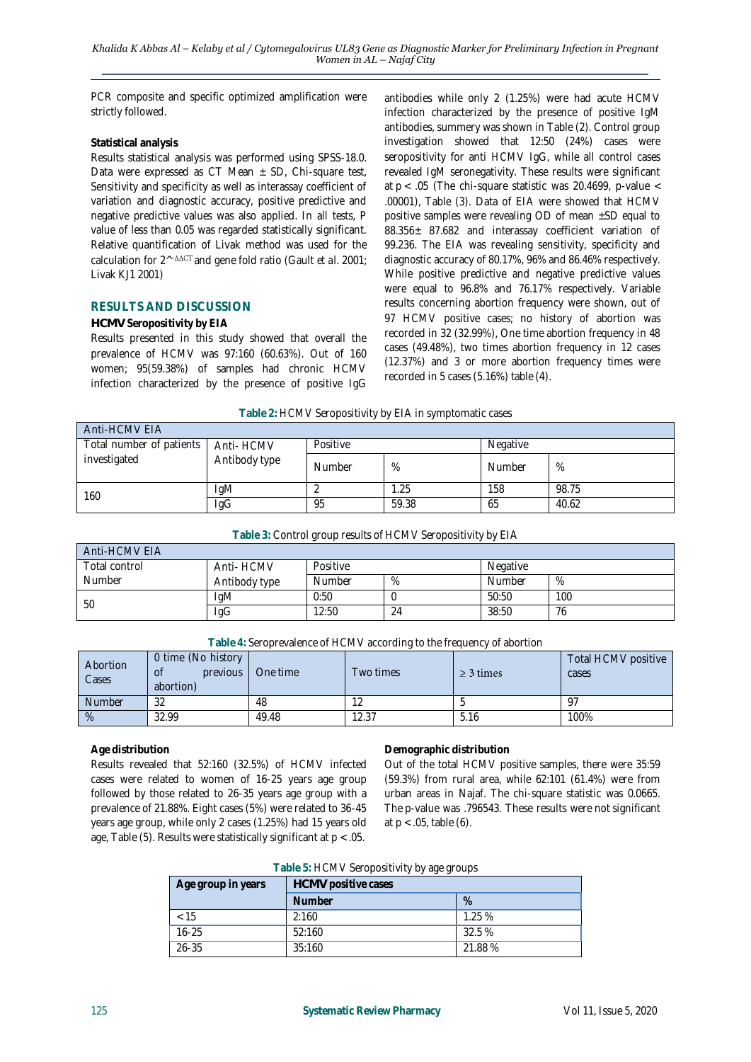PCR composite and specific optimized amplification were strictly followed.

**Statistical analysis**

Results statistical analysis was performed using SPSS-18.0. Data were expressed as CT Mean ± SD, Chi-square test, Sensitivity and specificity as well as interassay coefficient of variation and diagnostic accuracy, positive predictive and negative predictive values was also applied. In all tests, P value of less than 0.05 was regarded statistically significant. Relative quantification of Livak method was used for the calculation for $2^{-\Delta\Delta CT}$ and gene fold ratio (Gault *et al.* 2001; Livak KJ1 2001)

## RESULTS AND DISCUSSION

### HCMV Seropositivity by EIA

Results presented in this study showed that overall the prevalence of HCMV was 97:160 (60.63%). Out of 160 women; 95(59.38%) of samples had chronic HCMV infection characterized by the presence of positive IgG antibodies while only 2 (1.25%) were had acute HCMV infection characterized by the presence of positive IgM antibodies, summery was shown in Table (2). Control group investigation showed that 12:50 (24%) cases were seropositivity for anti HCMV IgG, while all control cases revealed IgM seronegativity. These results were significant at $p < .05$ (The chi-square statistic was 20.4699, p-value < .00001), Table (3). Data of EIA were showed that HCMV positive samples were revealing OD of mean ±SD equal to 88.356± 87.682 and interassay coefficient variation of 99.236. The EIA was revealing sensitivity, specificity and diagnostic accuracy of 80.17%, 96% and 86.46% respectively. While positive predictive and negative predictive values were equal to 96.8% and 76.17% respectively. Variable results concerning abortion frequency were shown, out of 97 HCMV positive cases; no history of abortion was recorded in 32 (32.99%), One time abortion frequency in 48 cases (49.48%), two times abortion frequency in 12 cases (12.37%) and 3 or more abortion frequency times were recorded in 5 cases (5.16%) table (4).

**Table 2:** HCMV Seropositivity by EIA in symptomatic cases

| Anti-HCMV EIA | | | | | |
|---|---|---|---|---|---|
| Total number of patients investigated | Anti- HCMV Antibody type | Positive | | Negative | |
| | | Number | % | Number | % |
| 160 | IgM | 2 | 1.25 | 158 | 98.75 |
| | IgG | 95 | 59.38 | 65 | 40.62 |

**Table 3:** Control group results of HCMV Seropositivity by EIA

| Anti-HCMV EIA | | | | | |
|---|---|---|---|---|---|
| Total control Number | Anti- HCMV Antibody type | Positive | | Negative | |
| | | Number | % | Number | % |
| 50 | IgM | 0:50 | 0 | 50:50 | 100 |
| | IgG | 12:50 | 24 | 38:50 | 76 |

**Table 4:** Seroprevalence of HCMV according to the frequency of abortion

| Abortion Cases | 0 time (No history of previous abortion) | One time | Two times | ≥ 3 times | Total HCMV positive cases |
|---|---|---|---|---|---|
| Number | 32 | 48 | 12 | 5 | 97 |
| % | 32.99 | 49.48 | 12.37 | 5.16 | 100% |

**Age distribution**

Results revealed that 52:160 (32.5%) of HCMV infected cases were related to women of 16-25 years age group followed by those related to 26-35 years age group with a prevalence of 21.88%. Eight cases (5%) were related to 36-45 years age group, while only 2 cases (1.25%) had 15 years old age, Table (5). Results were statistically significant at $p < .05$.

**Demographic distribution**

Out of the total HCMV positive samples, there were 35:59 (59.3%) from rural area, while 62:101 (61.4%) were from urban areas in Najaf. The chi-square statistic was 0.0665. The p-value was .796543. These results were not significant at $p < .05$, table (6).

**Table 5:** HCMV Seropositivity by age groups

| Age group in years | HCMV positive cases | |
|---|---|---|
| | **Number** | **%** |
| < 15 | 2:160 | 1.25 % |
| 16-25 | 52:160 | 32.5 % |
| 26-35 | 35:160 | 21.88 % |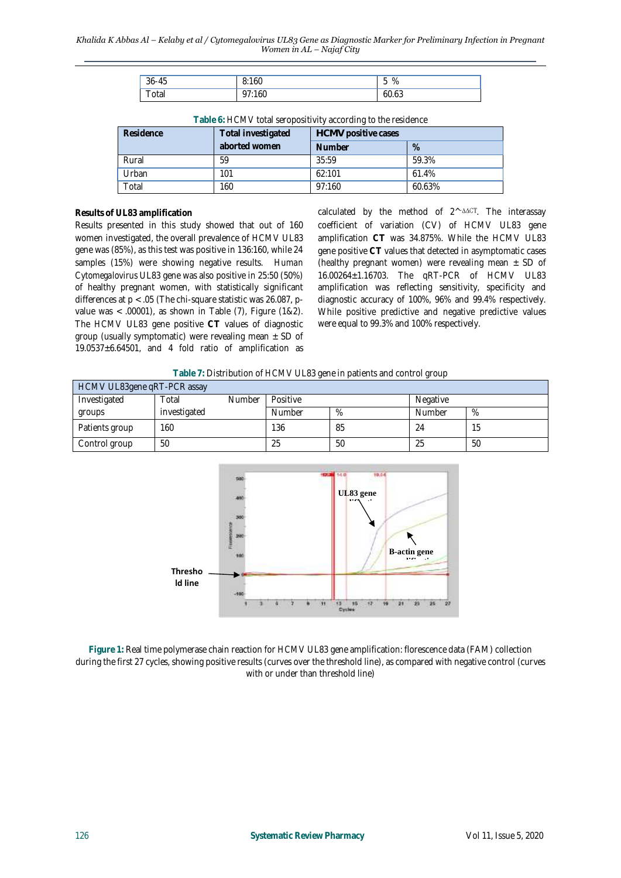| 36-45 | 8:160 | 5 % |
|---|---|---|
| Total | 97:160 | 60.63 |

**Table 6:** HCMV total seropositivity according to the residence

| Residence | Total investigated aborted women | HCMV positive cases | |
|---|---|---|---|
| | | Number | % |
| Rural | 59 | 35:59 | 59.3% |
| Urban | 101 | 62:101 | 61.4% |
| Total | 160 | 97:160 | 60.63% |

**Results of UL83 amplification**

Results presented in this study showed that out of 160 women investigated, the overall prevalence of HCMV UL83 gene was (85%), as this test was positive in 136:160, while 24 samples (15%) were showing negative results. *Human Cytomegalovirus* UL83 gene was also positive in 25:50 (50%) of healthy pregnant women, with statistically significant differences at $p < .05$ (The chi-square statistic was 26.087, p-value was < .00001), as shown in Table (7), Figure (1&2). The HCMV UL83 gene positive **CT** values of diagnostic group (usually symptomatic) were revealing mean ± SD of 19.0537±6.64501, and 4 fold ratio of amplification as calculated by the method of $2^{-\Delta\Delta CT}$. The interassay coefficient of variation (CV) of HCMV UL83 gene amplification **CT** was 34.875%. While the HCMV UL83 gene positive **CT** values that detected in asymptomatic cases (healthy pregnant women) were revealing mean ± SD of 16.00264±1.16703. The qRT-PCR of HCMV UL83 amplification was reflecting sensitivity, specificity and diagnostic accuracy of 100%, 96% and 99.4% respectively. While positive predictive and negative predictive values were equal to 99.3% and 100% respectively.

**Table 7:** Distribution of HCMV UL83 gene in patients and control group

| HCMV UL83gene qRT-PCR assay | | | | | |
|---|---|---|---|---|---|
| Investigated groups | Total Number investigated | Positive | | Negative | |
| | | Number | % | Number | % |
| Patients group | 160 | 136 | 85 | 24 | 15 |
| Control group | 50 | 25 | 50 | 25 | 50 |

**Figure 1:** Real time polymerase chain reaction for HCMV UL83 gene amplification: florescence data (FAM) collection during the first 27 cycles, showing positive results (curves over the threshold line), as compared with negative control (curves with or under than threshold line)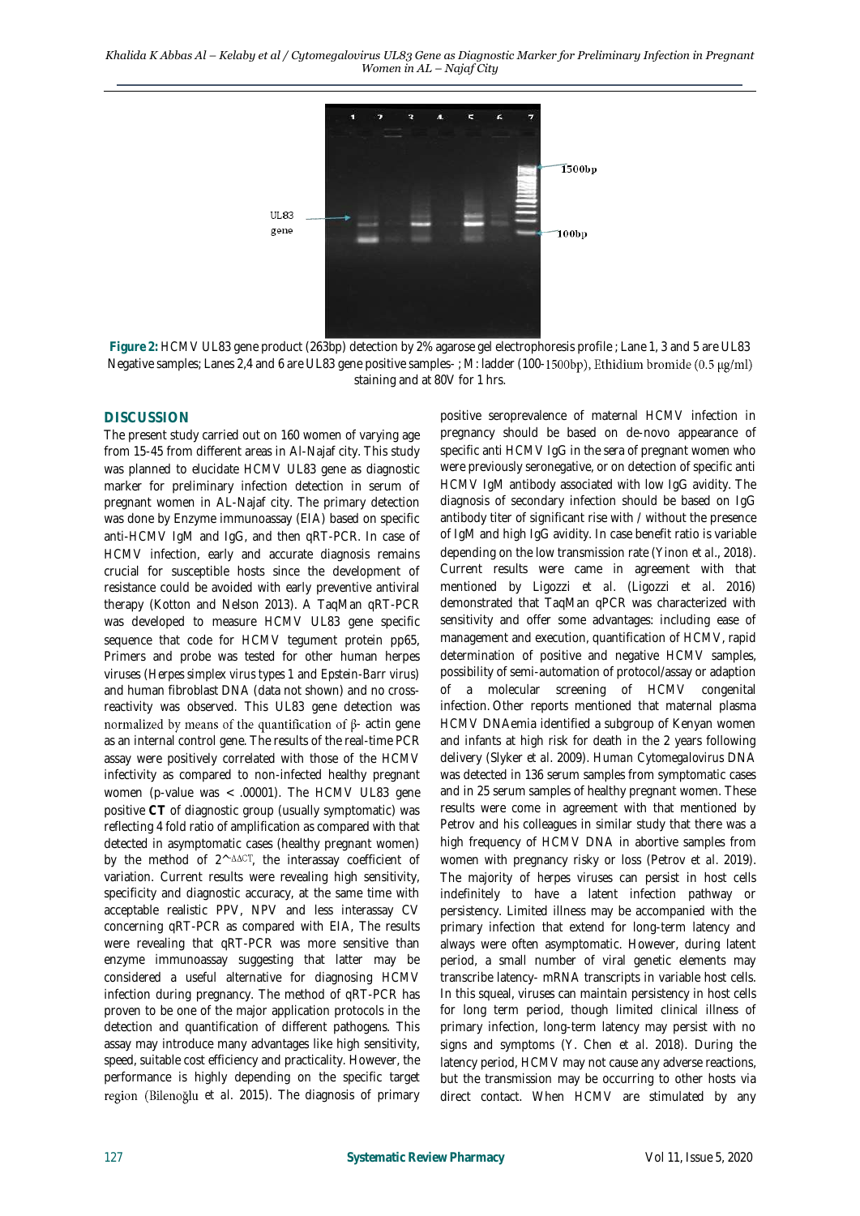**Figure 2:** HCMV UL83 gene product (263bp) detection by 2% agarose gel electrophoresis profile ; Lane 1, 3 and 5 are UL83 Negative samples; Lanes 2,4 and 6 are UL83 gene positive samples- ; M: ladder (100-1500bp), Ethidium bromide (0.5 µg/ml) staining and at 80V for 1 hrs.

## DISCUSSION

The present study carried out on 160 women of varying age from 15-45 from different areas in Al-Najaf city. This study was planned to elucidate HCMV UL83 gene as diagnostic marker for preliminary infection detection in serum of pregnant women in AL-Najaf city. The primary detection was done by Enzyme immunoassay (EIA) based on specific anti-HCMV IgM and IgG, and then qRT-PCR. In case of HCMV infection, early and accurate diagnosis remains crucial for susceptible hosts since the development of resistance could be avoided with early preventive antiviral therapy (Kotton and Nelson 2013). A TaqMan qRT-PCR was developed to measure HCMV UL83 gene specific sequence that code for HCMV tegument protein pp65, Primers and probe was tested for other human herpes viruses (*Herpes simplex virus* types 1 and *Epstein-Barr virus*) and human fibroblast DNA (data not shown) and no cross-reactivity was observed. This UL83 gene detection was normalized by means of the quantification of β- actin gene as an internal control gene. The results of the real-time PCR assay were positively correlated with those of the HCMV infectivity as compared to non-infected healthy pregnant women (p-value was < .00001). The HCMV UL83 gene positive **CT** of diagnostic group (usually symptomatic) was reflecting 4 fold ratio of amplification as compared with that detected in asymptomatic cases (healthy pregnant women) by the method of $2^{-\Delta\Delta CT}$, the interassay coefficient of variation. Current results were revealing high sensitivity, specificity and diagnostic accuracy, at the same time with acceptable realistic PPV, NPV and less interassay CV concerning qRT-PCR as compared with EIA, The results were revealing that qRT-PCR was more sensitive than enzyme immunoassay suggesting that latter may be considered a useful alternative for diagnosing HCMV infection during pregnancy. The method of qRT-PCR has proven to be one of the major application protocols in the detection and quantification of different pathogens. This assay may introduce many advantages like high sensitivity, speed, suitable cost efficiency and practicality. However, the performance is highly depending on the specific target region (Bilenoğlu *et al*. 2015). The diagnosis of primary positive seroprevalence of maternal HCMV infection in pregnancy should be based on de-novo appearance of specific anti HCMV IgG in the sera of pregnant women who were previously seronegative, or on detection of specific anti HCMV IgM antibody associated with low IgG avidity. The diagnosis of secondary infection should be based on IgG antibody titer of significant rise with / without the presence of IgM and high IgG avidity. In case benefit ratio is variable depending on the low transmission rate (Yinon *et al*., 2018). Current results were came in agreement with that mentioned by Ligozzi *et al*. (Ligozzi *et al*. 2016) demonstrated that TaqMan qPCR was characterized with sensitivity and offer some advantages: including ease of management and execution, quantification of HCMV, rapid determination of positive and negative HCMV samples, possibility of semi-automation of protocol/assay or adaption of a molecular screening of HCMV congenital infection. Other reports mentioned that maternal plasma HCMV DNAemia identified a subgroup of Kenyan women and infants at high risk for death in the 2 years following delivery (Slyker *et al*. 2009). *Human Cytomegalovirus* DNA was detected in 136 serum samples from symptomatic cases and in 25 serum samples of healthy pregnant women. These results were come in agreement with that mentioned by Petrov and his colleagues in similar study that there was a high frequency of HCMV DNA in abortive samples from women with pregnancy risky or loss (Petrov *et al*. 2019). The majority of herpes viruses can persist in host cells indefinitely to have a latent infection pathway or persistency. Limited illness may be accompanied with the primary infection that extend for long-term latency and always were often asymptomatic. However, during latent period, a small number of viral genetic elements may transcribe latency- mRNA transcripts in variable host cells. In this squeal, viruses can maintain persistency in host cells for long term period, though limited clinical illness of primary infection, long-term latency may persist with no signs and symptoms (Y. Chen *et al*. 2018). During the latency period, HCMV may not cause any adverse reactions, but the transmission may be occurring to other hosts via direct contact. When HCMV are stimulated by any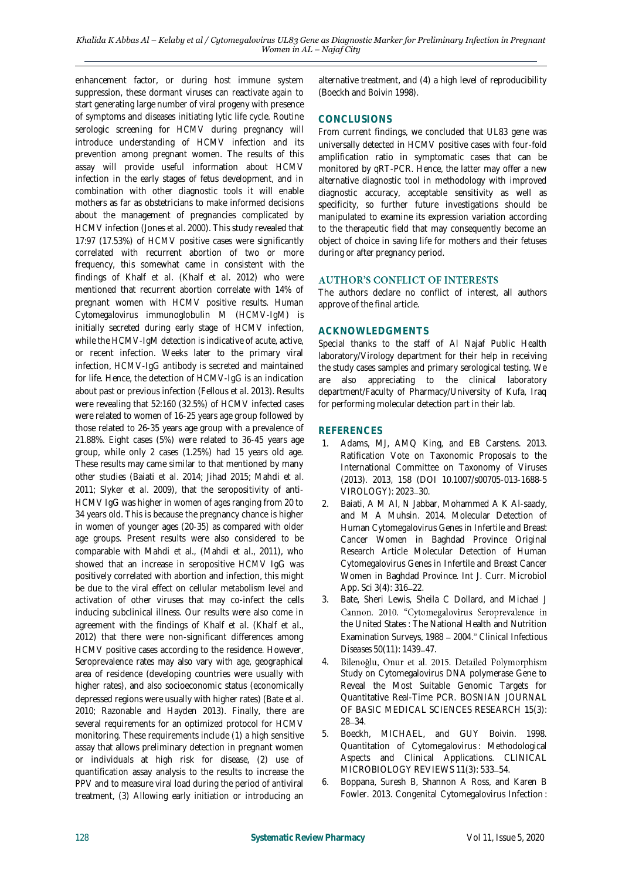enhancement factor, or during host immune system suppression, these dormant viruses can reactivate again to start generating large number of viral progeny with presence of symptoms and diseases initiating lytic life cycle. Routine serologic screening for HCMV during pregnancy will introduce understanding of HCMV infection and its prevention among pregnant women. The results of this assay will provide useful information about HCMV infection in the early stages of fetus development, and in combination with other diagnostic tools it will enable mothers as far as obstetricians to make informed decisions about the management of pregnancies complicated by HCMV infection (Jones *et al.* 2000). This study revealed that 17:97 (17.53%) of HCMV positive cases were significantly correlated with recurrent abortion of two or more frequency, this somewhat came in consistent with the findings of Khalf et al. (Khalf *et al.* 2012) who were mentioned that recurrent abortion correlate with 14% of pregnant women with HCMV positive results. *Human Cytomegalovirus* immunoglobulin M (HCMV-IgM) is initially secreted during early stage of HCMV infection, while the HCMV-IgM detection is indicative of acute, active, or recent infection. Weeks later to the primary viral infection, HCMV-IgG antibody is secreted and maintained for life. Hence, the detection of HCMV-IgG is an indication about past or previous infection (Fellous *et al.* 2013). Results were revealing that 52:160 (32.5%) of HCMV infected cases were related to women of 16-25 years age group followed by those related to 26-35 years age group with a prevalence of 21.88%. Eight cases (5%) were related to 36-45 years age group, while only 2 cases (1.25%) had 15 years old age. These results may came similar to that mentioned by many other studies (Baiati *et al.* 2014; Jihad 2015; Mahdi *et al.* 2011; Slyker *et al.* 2009), that the seropositivity of anti-HCMV IgG was higher in women of ages ranging from 20 to 34 years old. This is because the pregnancy chance is higher in women of younger ages (20-35) as compared with older age groups. Present results were also considered to be comparable with Mahdi et al., (Mahdi *et al.*, 2011), who showed that an increase in seropositive HCMV IgG was positively correlated with abortion and infection, this might be due to the viral effect on cellular metabolism level and activation of other viruses that may co-infect the cells inducing subclinical illness. Our results were also come in agreement with the findings of Khalf et al. (Khalf *et al.*, 2012) that there were non-significant differences among HCMV positive cases according to the residence. However, Seroprevalence rates may also vary with age, geographical area of residence (developing countries were usually with higher rates), and also socioeconomic status (economically depressed regions were usually with higher rates) (Bate *et al.* 2010; Razonable and Hayden 2013). Finally, there are several requirements for an optimized protocol for HCMV monitoring. These requirements include (1) a high sensitive assay that allows preliminary detection in pregnant women or individuals at high risk for disease, (2) use of quantification assay analysis to the results to increase the PPV and to measure viral load during the period of antiviral treatment, (3) Allowing early initiation or introducing an alternative treatment, and (4) a high level of reproducibility (Boeckh and Boivin 1998).

## CONCLUSIONS

From current findings, we concluded that UL83 gene was universally detected in HCMV positive cases with four-fold amplification ratio in symptomatic cases that can be monitored by qRT-PCR. Hence, the latter may offer a new alternative diagnostic tool in methodology with improved diagnostic accuracy, acceptable sensitivity as well as specificity, so further future investigations should be manipulated to examine its expression variation according to the therapeutic field that may consequently become an object of choice in saving life for mothers and their fetuses during or after pregnancy period.

## AUTHOR'S CONFLICT OF INTERESTS

The authors declare no conflict of interest, all authors approve of the final article.

## ACKNOWLEDGMENTS

Special thanks to the staff of Al Najaf Public Health laboratory/Virology department for their help in receiving the study cases samples and primary serological testing. We are also appreciating to the clinical laboratory department/Faculty of Pharmacy/University of Kufa, Iraq for performing molecular detection part in their lab.

## REFERENCES

1. Adams, MJ, AMQ King, and EB Carstens. 2013. Ratification Vote on Taxonomic Proposals to the International Committee on Taxonomy of Viruses (2013). 2013, 158 (DOI 10.1007/s00705-013-1688-5 VIROLOGY): 2023–30.
2. Baiati, A M Al, N Jabbar, Mohammed A K Al-saady, and M A Muhsin. 2014. Molecular Detection of Human Cytomegalovirus Genes in Infertile and Breast Cancer Women in Baghdad Province Original Research Article Molecular Detection of Human Cytomegalovirus Genes in Infertile and Breast Cancer Women in Baghdad Province. Int J. Curr. Microbiol App. Sci 3(4): 316–22.
3. Bate, Sheri Lewis, Sheila C Dollard, and Michael J Cannon. 2010. "Cytomegalovirus Seroprevalence in the United States : The National Health and Nutrition Examination Surveys, 1988 – 2004." *Clinical Infectious Diseases* 50(11): 1439–47.
4. Bilenoğlu, Onur et al. 2015. Detailed Polymorphism Study on Cytomegalovirus DNA polymerase Gene to Reveal the Most Suitable Genomic Targets for Quantitative Real-Time PCR. BOSNIAN JOURNAL OF BASIC MEDICAL SCIENCES RESEARCH 15(3): 28–34.
5. Boeckh, MICHAEL, and GUY Boivin. 1998. Quantitation of Cytomegalovirus : Methodological Aspects and Clinical Applications. CLINICAL MICROBIOLOGY REVIEWS 11(3): 533–54.
6. Boppana, Suresh B, Shannon A Ross, and Karen B Fowler. 2013. Congenital Cytomegalovirus Infection :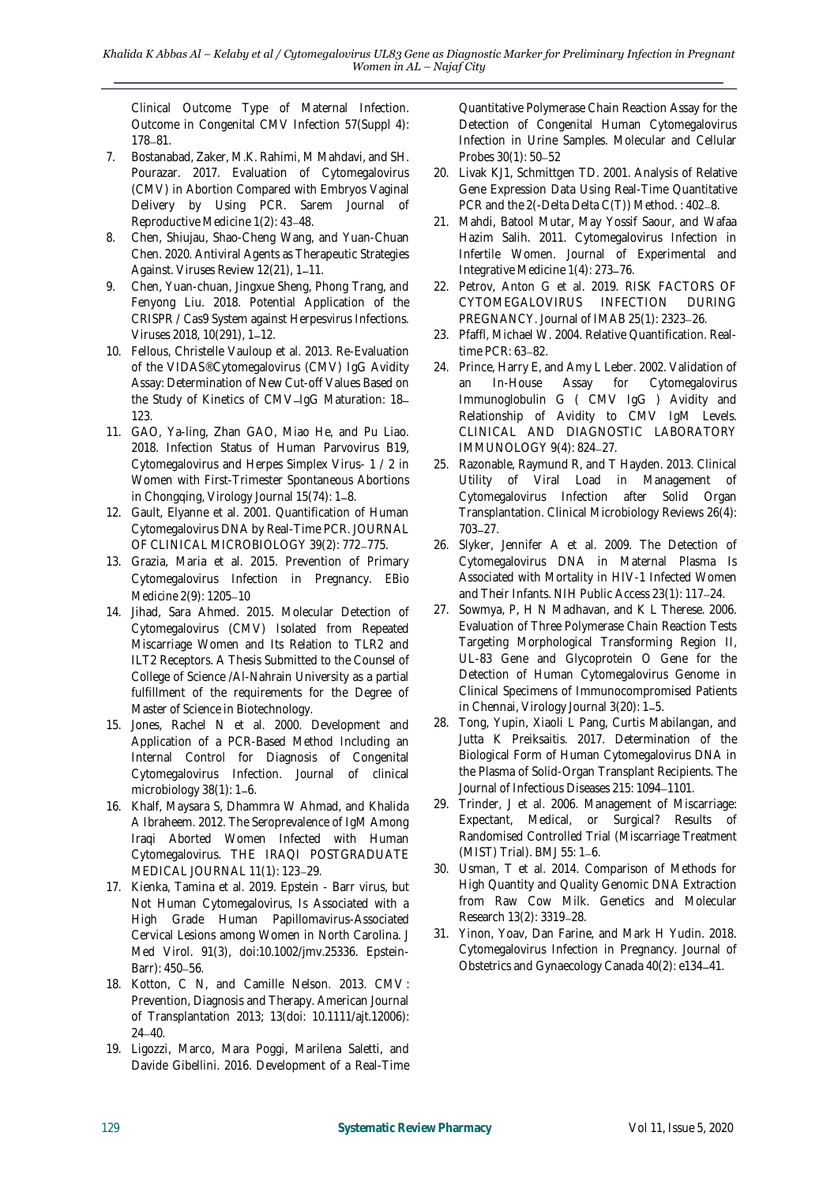Clinical Outcome Type of Maternal Infection. Outcome in Congenital CMV Infection 57(Suppl 4): 178–81.

7. Bostanabad, Zaker, M.K. Rahimi, M Mahdavi, and SH. Pourazar. 2017. Evaluation of Cytomegalovirus (CMV) in Abortion Compared with Embryos Vaginal Delivery by Using PCR. Sarem Journal of Reproductive Medicine 1(2): 43–48.
8. Chen, Shiujau, Shao-Cheng Wang, and Yuan-Chuan Chen. 2020. Antiviral Agents as Therapeutic Strategies Against. Viruses Review 12(21), 1–11.
9. Chen, Yuan-chuan, Jingxue Sheng, Phong Trang, and Fenyong Liu. 2018. Potential Application of the CRISPR / Cas9 System against Herpesvirus Infections. Viruses 2018, 10(291), 1–12.
10. Fellous, Christelle Vauloup et al. 2013. Re-Evaluation of the VIDAS®Cytomegalovirus (CMV) IgG Avidity Assay: Determination of New Cut-off Values Based on the Study of Kinetics of CMV–IgG Maturation: 18–123.
11. GAO, Ya-ling, Zhan GAO, Miao He, and Pu Liao. 2018. Infection Status of Human Parvovirus B19, Cytomegalovirus and Herpes Simplex Virus- 1 / 2 in Women with First-Trimester Spontaneous Abortions in Chongqing, Virology Journal 15(74): 1–8.
12. Gault, Elyanne et al. 2001. Quantification of Human Cytomegalovirus DNA by Real-Time PCR. JOURNAL OF CLINICAL MICROBIOLOGY 39(2): 772–775.
13. Grazia, Maria et al. 2015. Prevention of Primary Cytomegalovirus Infection in Pregnancy. *EBio Medicine* 2(9): 1205–10
14. Jihad, Sara Ahmed. 2015. Molecular Detection of Cytomegalovirus (CMV) Isolated from Repeated Miscarriage Women and Its Relation to TLR2 and ILT2 Receptors. A Thesis Submitted to the Counsel of College of Science /Al-Nahrain University as a partial fulfillment of the requirements for the Degree of Master of Science in Biotechnology.
15. Jones, Rachel N et al. 2000. Development and Application of a PCR-Based Method Including an Internal Control for Diagnosis of Congenital Cytomegalovirus Infection. Journal of clinical microbiology 38(1): 1–6.
16. Khalf, Maysara S, Dhammra W Ahmad, and Khalida A Ibraheem. 2012. The Seroprevalence of IgM Among Iraqi Aborted Women Infected with Human Cytomegalovirus. THE IRAQI POSTGRADUATE MEDICAL JOURNAL 11(1): 123–29.
17. Kienka, Tamina et al. 2019. Epstein - Barr virus, but Not Human Cytomegalovirus, Is Associated with a High Grade Human Papillomavirus-Associated Cervical Lesions among Women in North Carolina. J Med Virol. 91(3), doi:10.1002/jmv.25336. Epstein-Barr): 450–56.
18. Kotton, C N, and Camille Nelson. 2013. CMV : Prevention, Diagnosis and Therapy. American Journal of Transplantation 2013; 13(doi: 10.1111/ajt.12006): 24–40.
19. Ligozzi, Marco, Mara Poggi, Marilena Saletti, and Davide Gibellini. 2016. Development of a Real-Time Quantitative Polymerase Chain Reaction Assay for the Detection of Congenital Human Cytomegalovirus Infection in Urine Samples. Molecular and Cellular Probes 30(1): 50–52
20. Livak KJ1, Schmittgen TD. 2001. Analysis of Relative Gene Expression Data Using Real-Time Quantitative PCR and the 2(-Delta Delta C(T)) Method. : 402–8.
21. Mahdi, Batool Mutar, May Yossif Saour, and Wafaa Hazim Salih. 2011. Cytomegalovirus Infection in Infertile Women. Journal of Experimental and Integrative Medicine 1(4): 273–76.
22. Petrov, Anton G et al. 2019. RISK FACTORS OF CYTOMEGALOVIRUS INFECTION DURING PREGNANCY. Journal of IMAB 25(1): 2323–26.
23. Pfaffl, Michael W. 2004. Relative Quantification. Real-time PCR: 63–82.
24. Prince, Harry E, and Amy L Leber. 2002. Validation of an In-House Assay for Cytomegalovirus Immunoglobulin G ( CMV IgG ) Avidity and Relationship of Avidity to CMV IgM Levels. CLINICAL AND DIAGNOSTIC LABORATORY IMMUNOLOGY 9(4): 824–27.
25. Razonable, Raymund R, and T Hayden. 2013. Clinical Utility of Viral Load in Management of Cytomegalovirus Infection after Solid Organ Transplantation. Clinical Microbiology Reviews 26(4): 703–27.
26. Slyker, Jennifer A et al. 2009. The Detection of Cytomegalovirus DNA in Maternal Plasma Is Associated with Mortality in HIV-1 Infected Women and Their Infants. NIH Public Access 23(1): 117–24.
27. Sowmya, P, H N Madhavan, and K L Therese. 2006. Evaluation of Three Polymerase Chain Reaction Tests Targeting Morphological Transforming Region II, UL-83 Gene and Glycoprotein O Gene for the Detection of Human Cytomegalovirus Genome in Clinical Specimens of Immunocompromised Patients in Chennai, Virology Journal 3(20): 1–5.
28. Tong, Yupin, Xiaoli L Pang, Curtis Mabilangan, and Jutta K Preiksaitis. 2017. Determination of the Biological Form of Human Cytomegalovirus DNA in the Plasma of Solid-Organ Transplant Recipients. The Journal of Infectious Diseases 215: 1094–1101.
29. Trinder, J et al. 2006. Management of Miscarriage: Expectant, Medical, or Surgical? Results of Randomised Controlled Trial (Miscarriage Treatment (MIST) Trial). BMJ 55: 1–6.
30. Usman, T et al. 2014. Comparison of Methods for High Quantity and Quality Genomic DNA Extraction from Raw Cow Milk. Genetics and Molecular Research 13(2): 3319–28.
31. Yinon, Yoav, Dan Farine, and Mark H Yudin. 2018. Cytomegalovirus Infection in Pregnancy. Journal of Obstetrics and Gynaecology Canada 40(2): e134–41.